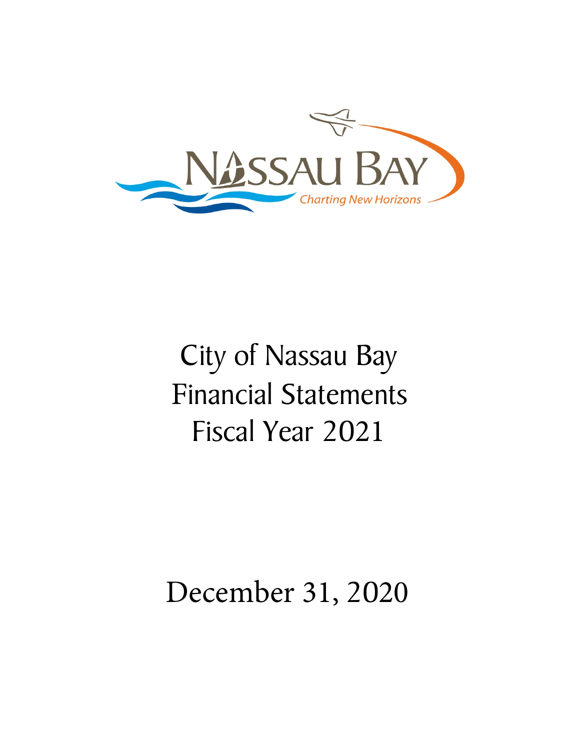# City of Nassau Bay Financial Statements Fiscal Year 2021

## December 31, 2020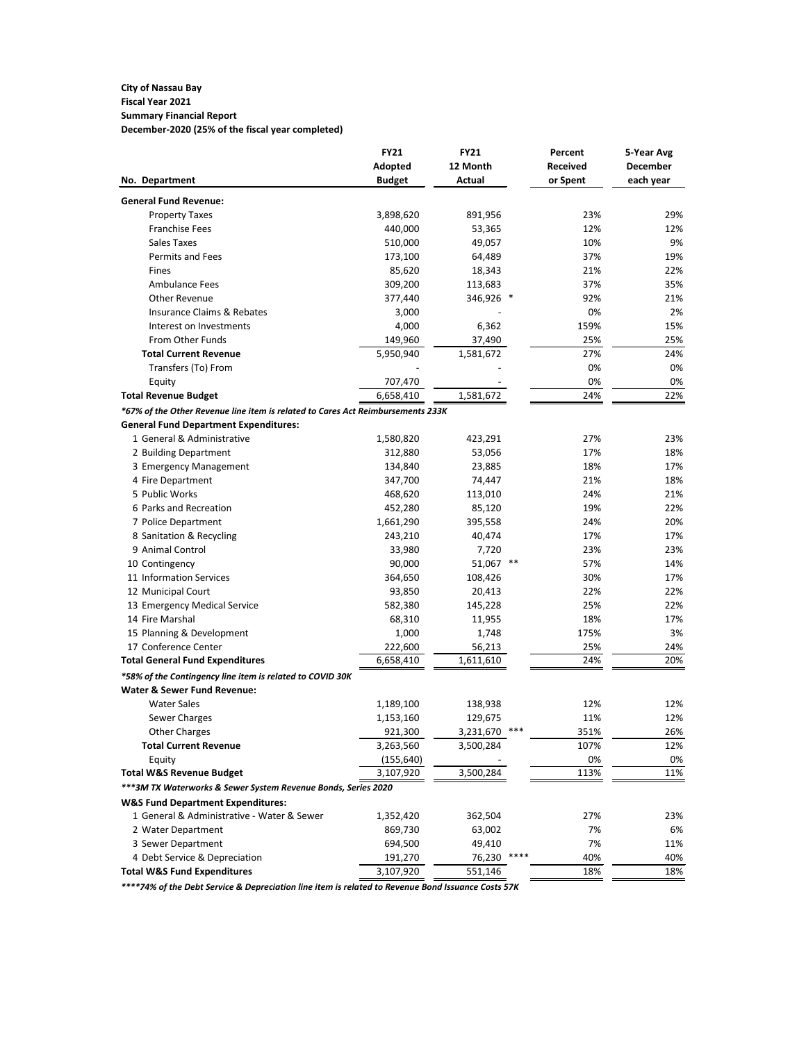**City of Nassau Bay**
**Fiscal Year 2021**
**Summary Financial Report**
**December-2020 (25% of the fiscal year completed)**

| No. Department | FY21 Adopted Budget | FY21 12 Month Actual | Percent Received or Spent | 5-Year Avg December each year |
|---|---|---|---|---|
| **General Fund Revenue:** | | | | |
| Property Taxes | 3,898,620 | 891,956 | 23% | 29% |
| Franchise Fees | 440,000 | 53,365 | 12% | 12% |
| Sales Taxes | 510,000 | 49,057 | 10% | 9% |
| Permits and Fees | 173,100 | 64,489 | 37% | 19% |
| Fines | 85,620 | 18,343 | 21% | 22% |
| Ambulance Fees | 309,200 | 113,683 | 37% | 35% |
| Other Revenue | 377,440 | 346,926 * | 92% | 21% |
| Insurance Claims & Rebates | 3,000 | - | 0% | 2% |
| Interest on Investments | 4,000 | 6,362 | 159% | 15% |
| From Other Funds | 149,960 | 37,490 | 25% | 25% |
| **Total Current Revenue** | 5,950,940 | 1,581,672 | 27% | 24% |
| Transfers (To) From | - | - | 0% | 0% |
| Equity | 707,470 | - | 0% | 0% |
| **Total Revenue Budget** | 6,658,410 | 1,581,672 | 24% | 22% |
| ***67% of the Other Revenue line item is related to Cares Act Reimbursements 233K*** | | | | |
| **General Fund Department Expenditures:** | | | | |
| 1 General & Administrative | 1,580,820 | 423,291 | 27% | 23% |
| 2 Building Department | 312,880 | 53,056 | 17% | 18% |
| 3 Emergency Management | 134,840 | 23,885 | 18% | 17% |
| 4 Fire Department | 347,700 | 74,447 | 21% | 18% |
| 5 Public Works | 468,620 | 113,010 | 24% | 21% |
| 6 Parks and Recreation | 452,280 | 85,120 | 19% | 22% |
| 7 Police Department | 1,661,290 | 395,558 | 24% | 20% |
| 8 Sanitation & Recycling | 243,210 | 40,474 | 17% | 17% |
| 9 Animal Control | 33,980 | 7,720 | 23% | 23% |
| 10 Contingency | 90,000 | 51,067 ** | 57% | 14% |
| 11 Information Services | 364,650 | 108,426 | 30% | 17% |
| 12 Municipal Court | 93,850 | 20,413 | 22% | 22% |
| 13 Emergency Medical Service | 582,380 | 145,228 | 25% | 22% |
| 14 Fire Marshal | 68,310 | 11,955 | 18% | 17% |
| 15 Planning & Development | 1,000 | 1,748 | 175% | 3% |
| 17 Conference Center | 222,600 | 56,213 | 25% | 24% |
| **Total General Fund Expenditures** | 6,658,410 | 1,611,610 | 24% | 20% |
| ***58% of the Contingency line item is related to COVID 30K*** | | | | |
| **Water & Sewer Fund Revenue:** | | | | |
| Water Sales | 1,189,100 | 138,938 | 12% | 12% |
| Sewer Charges | 1,153,160 | 129,675 | 11% | 12% |
| Other Charges | 921,300 | 3,231,670 *** | 351% | 26% |
| **Total Current Revenue** | 3,263,560 | 3,500,284 | 107% | 12% |
| Equity | (155,640) | - | 0% | 0% |
| **Total W&S Revenue Budget** | 3,107,920 | 3,500,284 | 113% | 11% |
| ***\*\*\*3M TX Waterworks & Sewer System Revenue Bonds, Series 2020*** | | | | |
| **W&S Fund Department Expenditures:** | | | | |
| 1 General & Administrative - Water & Sewer | 1,352,420 | 362,504 | 27% | 23% |
| 2 Water Department | 869,730 | 63,002 | 7% | 6% |
| 3 Sewer Department | 694,500 | 49,410 | 7% | 11% |
| 4 Debt Service & Depreciation | 191,270 | 76,230 **** | 40% | 40% |
| **Total W&S Fund Expenditures** | 3,107,920 | 551,146 | 18% | 18% |

***\*\*\*\*74% of the Debt Service & Depreciation line item is related to Revenue Bond Issuance Costs 57K***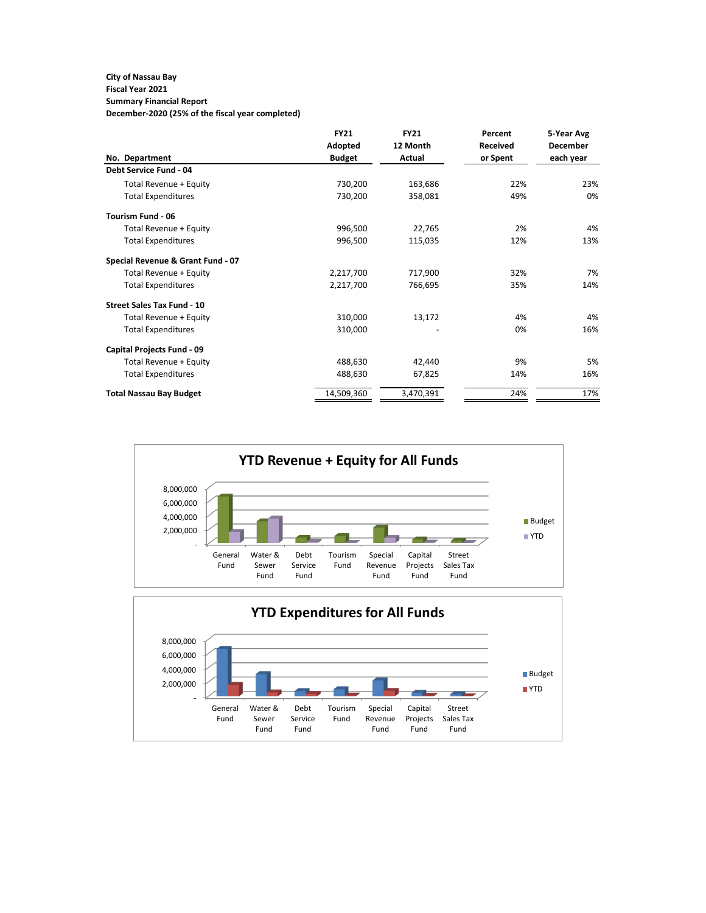**City of Nassau Bay**
**Fiscal Year 2021**
**Summary Financial Report**
**December-2020 (25% of the fiscal year completed)**

| No. Department | FY21 Adopted Budget | FY21 12 Month Actual | Percent Received or Spent | 5-Year Avg December each year |
|---|---|---|---|---|
| **Debt Service Fund - 04** | | | | |
| Total Revenue + Equity | 730,200 | 163,686 | 22% | 23% |
| Total Expenditures | 730,200 | 358,081 | 49% | 0% |
| **Tourism Fund - 06** | | | | |
| Total Revenue + Equity | 996,500 | 22,765 | 2% | 4% |
| Total Expenditures | 996,500 | 115,035 | 12% | 13% |
| **Special Revenue & Grant Fund - 07** | | | | |
| Total Revenue + Equity | 2,217,700 | 717,900 | 32% | 7% |
| Total Expenditures | 2,217,700 | 766,695 | 35% | 14% |
| **Street Sales Tax Fund - 10** | | | | |
| Total Revenue + Equity | 310,000 | 13,172 | 4% | 4% |
| Total Expenditures | 310,000 | - | 0% | 16% |
| **Capital Projects Fund - 09** | | | | |
| Total Revenue + Equity | 488,630 | 42,440 | 9% | 5% |
| Total Expenditures | 488,630 | 67,825 | 14% | 16% |
| **Total Nassau Bay Budget** | 14,509,360 | 3,470,391 | 24% | 17% |

## YTD Revenue + Equity for All Funds

Legend: Budget, YTD

Y-axis: -, 2,000,000, 4,000,000, 6,000,000, 8,000,000

Categories: General Fund, Water & Sewer Fund, Debt Service Fund, Tourism Fund, Special Revenue Fund, Capital Projects Fund, Street Sales Tax Fund

## YTD Expenditures for All Funds

Legend: Budget, YTD

Y-axis: -, 2,000,000, 4,000,000, 6,000,000, 8,000,000

Categories: General Fund, Water & Sewer Fund, Debt Service Fund, Tourism Fund, Special Revenue Fund, Capital Projects Fund, Street Sales Tax Fund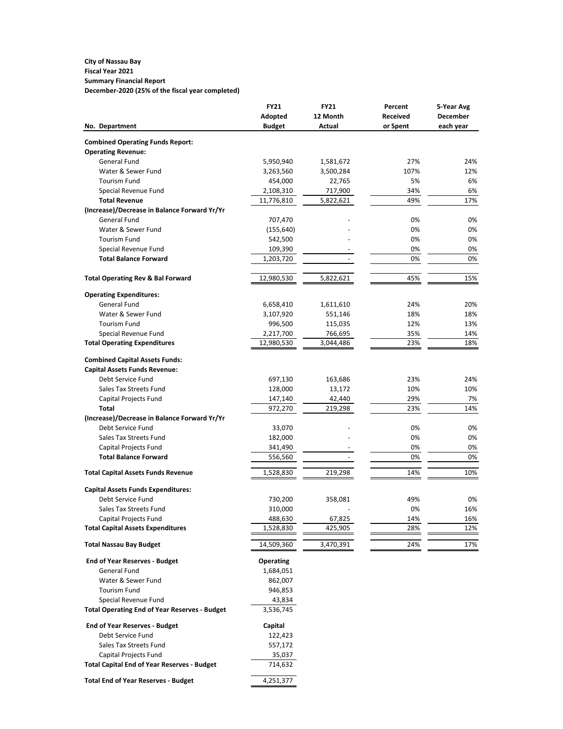**City of Nassau Bay**
**Fiscal Year 2021**
**Summary Financial Report**
**December-2020 (25% of the fiscal year completed)**

| No. Department | FY21 Adopted Budget | FY21 12 Month Actual | Percent Received or Spent | 5-Year Avg December each year |
|---|---|---|---|---|
| **Combined Operating Funds Report:** | | | | |
| **Operating Revenue:** | | | | |
| General Fund | 5,950,940 | 1,581,672 | 27% | 24% |
| Water & Sewer Fund | 3,263,560 | 3,500,284 | 107% | 12% |
| Tourism Fund | 454,000 | 22,765 | 5% | 6% |
| Special Revenue Fund | 2,108,310 | 717,900 | 34% | 6% |
| **Total Revenue** | 11,776,810 | 5,822,621 | 49% | 17% |
| **(Increase)/Decrease in Balance Forward Yr/Yr** | | | | |
| General Fund | 707,470 | - | 0% | 0% |
| Water & Sewer Fund | (155,640) | - | 0% | 0% |
| Tourism Fund | 542,500 | - | 0% | 0% |
| Special Revenue Fund | 109,390 | - | 0% | 0% |
| **Total Balance Forward** | 1,203,720 | - | 0% | 0% |
| **Total Operating Rev & Bal Forward** | 12,980,530 | 5,822,621 | 45% | 15% |
| **Operating Expenditures:** | | | | |
| General Fund | 6,658,410 | 1,611,610 | 24% | 20% |
| Water & Sewer Fund | 3,107,920 | 551,146 | 18% | 18% |
| Tourism Fund | 996,500 | 115,035 | 12% | 13% |
| Special Revenue Fund | 2,217,700 | 766,695 | 35% | 14% |
| **Total Operating Expenditures** | 12,980,530 | 3,044,486 | 23% | 18% |
| **Combined Capital Assets Funds:** | | | | |
| **Capital Assets Funds Revenue:** | | | | |
| Debt Service Fund | 697,130 | 163,686 | 23% | 24% |
| Sales Tax Streets Fund | 128,000 | 13,172 | 10% | 10% |
| Capital Projects Fund | 147,140 | 42,440 | 29% | 7% |
| **Total** | 972,270 | 219,298 | 23% | 14% |
| **(Increase)/Decrease in Balance Forward Yr/Yr** | | | | |
| Debt Service Fund | 33,070 | - | 0% | 0% |
| Sales Tax Streets Fund | 182,000 | - | 0% | 0% |
| Capital Projects Fund | 341,490 | - | 0% | 0% |
| **Total Balance Forward** | 556,560 | - | 0% | 0% |
| **Total Capital Assets Funds Revenue** | 1,528,830 | 219,298 | 14% | 10% |
| **Capital Assets Funds Expenditures:** | | | | |
| Debt Service Fund | 730,200 | 358,081 | 49% | 0% |
| Sales Tax Streets Fund | 310,000 | - | 0% | 16% |
| Capital Projects Fund | 488,630 | 67,825 | 14% | 16% |
| **Total Capital Assets Expenditures** | 1,528,830 | 425,905 | 28% | 12% |
| **Total Nassau Bay Budget** | 14,509,360 | 3,470,391 | 24% | 17% |

| **End of Year Reserves - Budget** | **Operating** |
|---|---|
| General Fund | 1,684,051 |
| Water & Sewer Fund | 862,007 |
| Tourism Fund | 946,853 |
| Special Revenue Fund | 43,834 |
| **Total Operating End of Year Reserves - Budget** | 3,536,745 |
| **End of Year Reserves - Budget** | **Capital** |
| Debt Service Fund | 122,423 |
| Sales Tax Streets Fund | 557,172 |
| Capital Projects Fund | 35,037 |
| **Total Capital End of Year Reserves - Budget** | 714,632 |
| **Total End of Year Reserves - Budget** | 4,251,377 |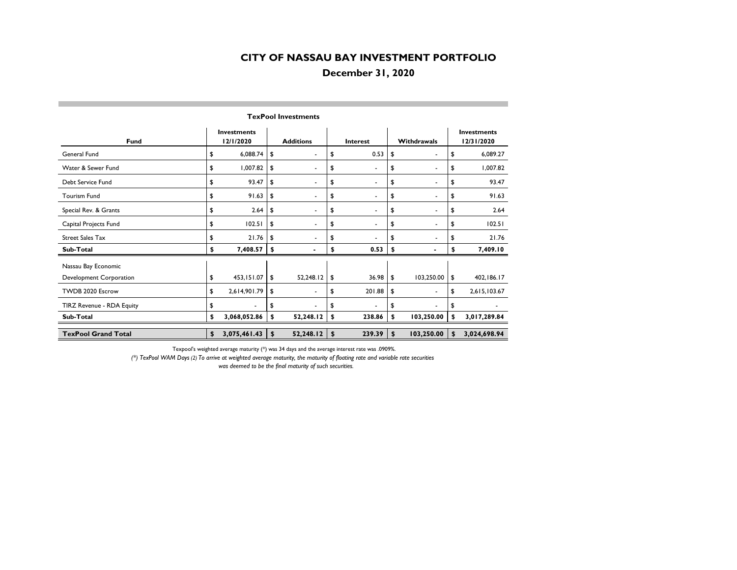# CITY OF NASSAU BAY INVESTMENT PORTFOLIO

## December 31, 2020

### TexPool Investments

| Fund | Investments 12/1/2020 | Additions | Interest | Withdrawals | Investments 12/31/2020 |
|---|---|---|---|---|---|
| General Fund | $ 6,088.74 | $ - | $ 0.53 | $ - | $ 6,089.27 |
| Water & Sewer Fund | $ 1,007.82 | $ - | $ - | $ - | $ 1,007.82 |
| Debt Service Fund | $ 93.47 | $ - | $ - | $ - | $ 93.47 |
| Tourism Fund | $ 91.63 | $ - | $ - | $ - | $ 91.63 |
| Special Rev. & Grants | $ 2.64 | $ - | $ - | $ - | $ 2.64 |
| Capital Projects Fund | $ 102.51 | $ - | $ - | $ - | $ 102.51 |
| Street Sales Tax | $ 21.76 | $ - | $ - | $ - | $ 21.76 |
| **Sub-Total** | **$ 7,408.57** | **$ -** | **$ 0.53** | **$ -** | **$ 7,409.10** |
| Nassau Bay Economic Development Corporation | $ 453,151.07 | $ 52,248.12 | $ 36.98 | $ 103,250.00 | $ 402,186.17 |
| TWDB 2020 Escrow | $ 2,614,901.79 | $ - | $ 201.88 | $ - | $ 2,615,103.67 |
| TIRZ Revenue - RDA Equity | $ - | $ - | $ - | $ - | $ - |
| **Sub-Total** | **$ 3,068,052.86** | **$ 52,248.12** | **$ 238.86** | **$ 103,250.00** | **$ 3,017,289.84** |
| **TexPool Grand Total** | **$ 3,075,461.43** | **$ 52,248.12** | **$ 239.39** | **$ 103,250.00** | **$ 3,024,698.94** |

Texpool's weighted average maturity (*) was 34 days and the average interest rate was .0909%.

*(*) TexPool WAM Days (2) To arrive at weighted average maturity, the maturity of floating rate and variable rate securities was deemed to be the final maturity of such securities.*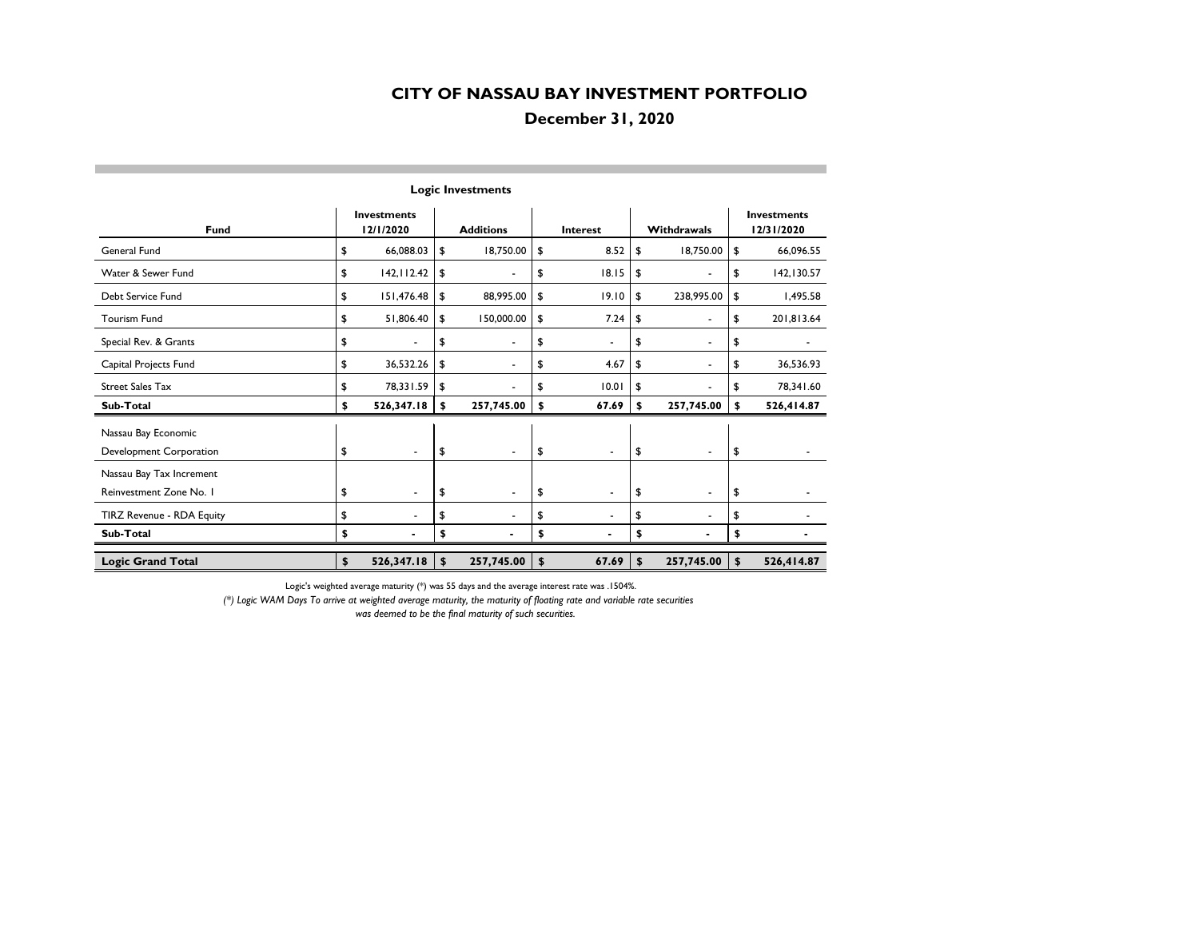# CITY OF NASSAU BAY INVESTMENT PORTFOLIO

## December 31, 2020

### Logic Investments

| Fund | Investments 12/1/2020 | Additions | Interest | Withdrawals | Investments 12/31/2020 |
|---|---|---|---|---|---|
| General Fund | $ 66,088.03 | $ 18,750.00 | $ 8.52 | $ 18,750.00 | $ 66,096.55 |
| Water & Sewer Fund | $ 142,112.42 | $ - | $ 18.15 | $ - | $ 142,130.57 |
| Debt Service Fund | $ 151,476.48 | $ 88,995.00 | $ 19.10 | $ 238,995.00 | $ 1,495.58 |
| Tourism Fund | $ 51,806.40 | $ 150,000.00 | $ 7.24 | $ - | $ 201,813.64 |
| Special Rev. & Grants | $ - | $ - | $ - | $ - | $ - |
| Capital Projects Fund | $ 36,532.26 | $ - | $ 4.67 | $ - | $ 36,536.93 |
| Street Sales Tax | $ 78,331.59 | $ - | $ 10.01 | $ - | $ 78,341.60 |
| **Sub-Total** | **$ 526,347.18** | **$ 257,745.00** | **$ 67.69** | **$ 257,745.00** | **$ 526,414.87** |
| Nassau Bay Economic Development Corporation | $ - | $ - | $ - | $ - | $ - |
| Nassau Bay Tax Increment Reinvestment Zone No. 1 | $ - | $ - | $ - | $ - | $ - |
| TIRZ Revenue - RDA Equity | $ - | $ - | $ - | $ - | $ - |
| **Sub-Total** | **$ -** | **$ -** | **$ -** | **$ -** | **$ -** |
| **Logic Grand Total** | **$ 526,347.18** | **$ 257,745.00** | **$ 67.69** | **$ 257,745.00** | **$ 526,414.87** |

Logic's weighted average maturity (*) was 55 days and the average interest rate was .1504%.

*(*) Logic WAM Days To arrive at weighted average maturity, the maturity of floating rate and variable rate securities was deemed to be the final maturity of such securities.*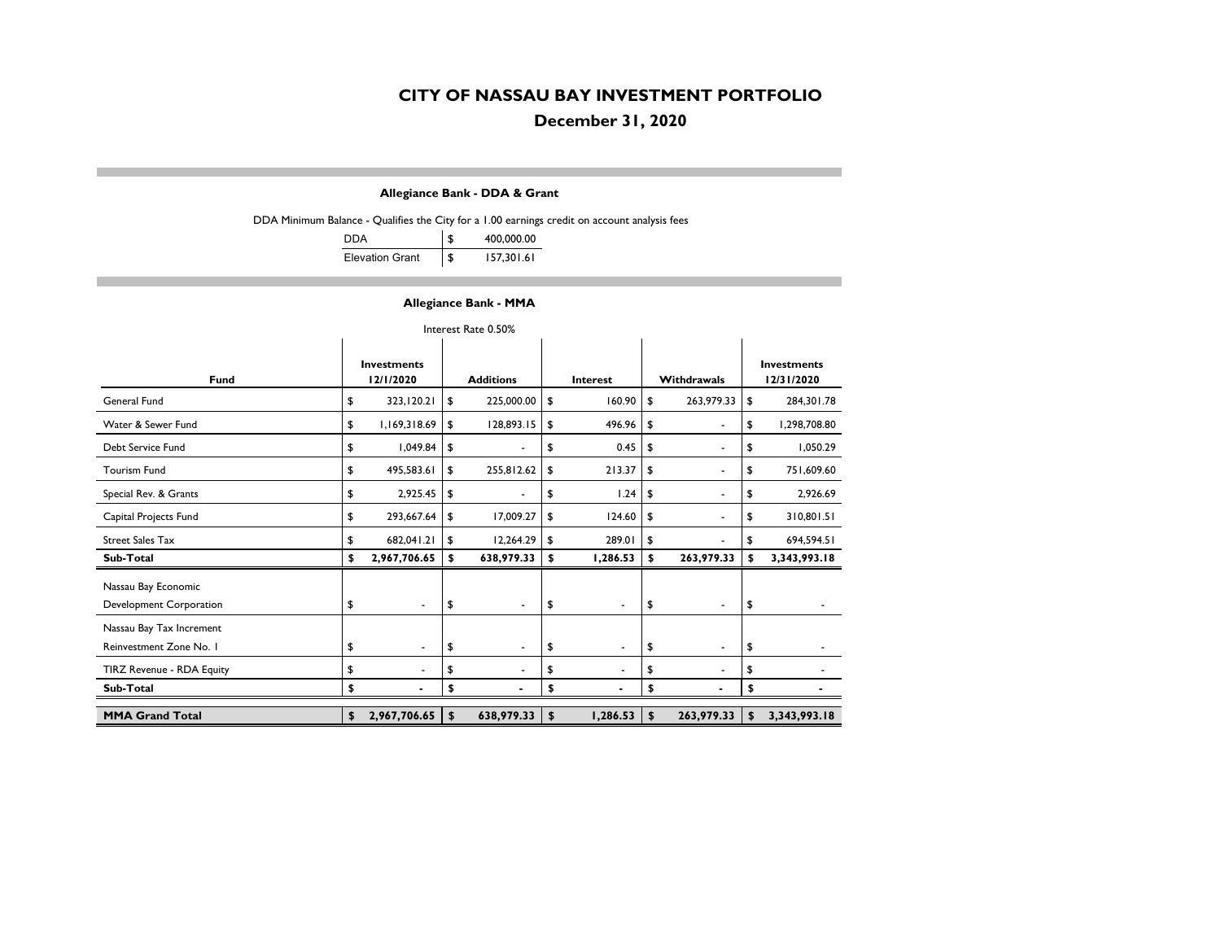# CITY OF NASSAU BAY INVESTMENT PORTFOLIO

## December 31, 2020

### Allegiance Bank - DDA & Grant

DDA Minimum Balance - Qualifies the City for a 1.00 earnings credit on account analysis fees

| | |
|---|---|
| DDA | $ 400,000.00 |
| Elevation Grant | $ 157,301.61 |

### Allegiance Bank - MMA

Interest Rate 0.50%

| Fund | Investments 12/1/2020 | Additions | Interest | Withdrawals | Investments 12/31/2020 |
|---|---|---|---|---|---|
| General Fund | $ 323,120.21 | $ 225,000.00 | $ 160.90 | $ 263,979.33 | $ 284,301.78 |
| Water & Sewer Fund | $ 1,169,318.69 | $ 128,893.15 | $ 496.96 | $ - | $ 1,298,708.80 |
| Debt Service Fund | $ 1,049.84 | $ - | $ 0.45 | $ - | $ 1,050.29 |
| Tourism Fund | $ 495,583.61 | $ 255,812.62 | $ 213.37 | $ - | $ 751,609.60 |
| Special Rev. & Grants | $ 2,925.45 | $ - | $ 1.24 | $ - | $ 2,926.69 |
| Capital Projects Fund | $ 293,667.64 | $ 17,009.27 | $ 124.60 | $ - | $ 310,801.51 |
| Street Sales Tax | $ 682,041.21 | $ 12,264.29 | $ 289.01 | $ - | $ 694,594.51 |
| **Sub-Total** | **$ 2,967,706.65** | **$ 638,979.33** | **$ 1,286.53** | **$ 263,979.33** | **$ 3,343,993.18** |
| Nassau Bay Economic Development Corporation | $ - | $ - | $ - | $ - | $ - |
| Nassau Bay Tax Increment Reinvestment Zone No. 1 | $ - | $ - | $ - | $ - | $ - |
| TIRZ Revenue - RDA Equity | $ - | $ - | $ - | $ - | $ - |
| **Sub-Total** | **$ -** | **$ -** | **$ -** | **$ -** | **$ -** |
| **MMA Grand Total** | **$ 2,967,706.65** | **$ 638,979.33** | **$ 1,286.53** | **$ 263,979.33** | **$ 3,343,993.18** |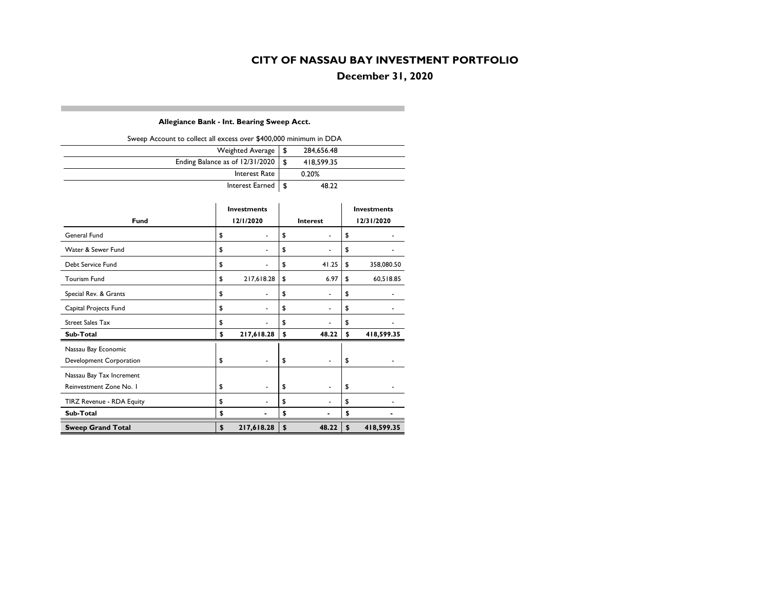# CITY OF NASSAU BAY INVESTMENT PORTFOLIO

## December 31, 2020

### Allegiance Bank - Int. Bearing Sweep Acct.

Sweep Account to collect all excess over $400,000 minimum in DDA

| | |
|---|---|
| Weighted Average | $ 284,656.48 |
| Ending Balance as of 12/31/2020 | $ 418,599.35 |
| Interest Rate | 0.20% |
| Interest Earned | $ 48.22 |

| Fund | Investments 12/1/2020 | Interest | Investments 12/31/2020 |
|---|---|---|---|
| General Fund | $ - | $ - | $ - |
| Water & Sewer Fund | $ - | $ - | $ - |
| Debt Service Fund | $ - | $ 41.25 | $ 358,080.50 |
| Tourism Fund | $ 217,618.28 | $ 6.97 | $ 60,518.85 |
| Special Rev. & Grants | $ - | $ - | $ - |
| Capital Projects Fund | $ - | $ - | $ - |
| Street Sales Tax | $ - | $ - | $ - |
| **Sub-Total** | **$ 217,618.28** | **$ 48.22** | **$ 418,599.35** |
| Nassau Bay Economic Development Corporation | $ - | $ - | $ - |
| Nassau Bay Tax Increment Reinvestment Zone No. 1 | $ - | $ - | $ - |
| TIRZ Revenue - RDA Equity | $ - | $ - | $ - |
| **Sub-Total** | **$ -** | **$ -** | **$ -** |
| **Sweep Grand Total** | **$ 217,618.28** | **$ 48.22** | **$ 418,599.35** |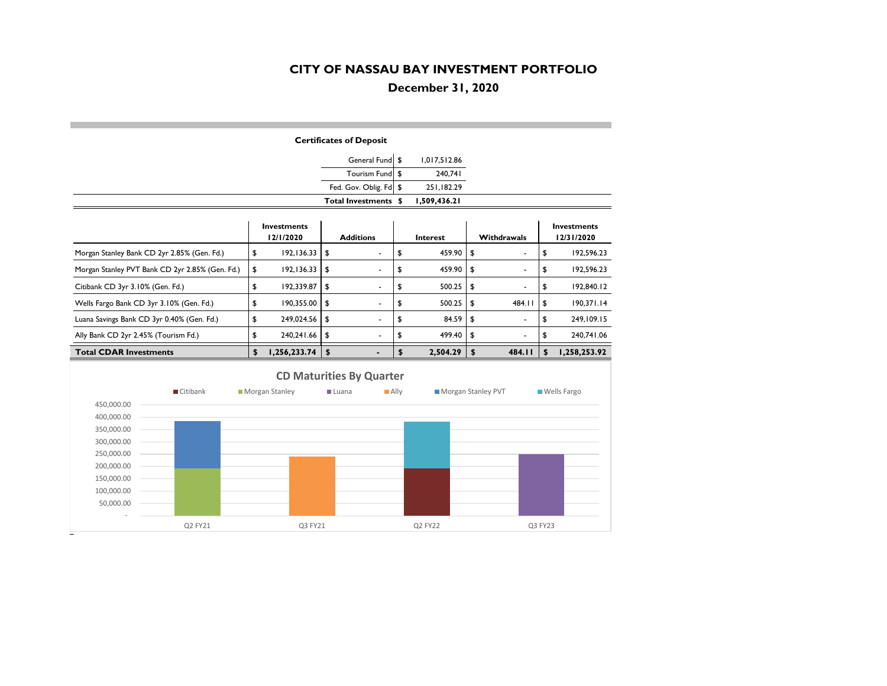# CITY OF NASSAU BAY INVESTMENT PORTFOLIO

## December 31, 2020

### Certificates of Deposit

| | | |
|---|---|---|
| General Fund | $ | 1,017,512.86 |
| Tourism Fund | $ | 240,741 |
| Fed. Gov. Oblig. Fd | $ | 251,182.29 |
| **Total Investments** | **$** | **1,509,436.21** |

| | Investments 12/1/2020 | Additions | Interest | Withdrawals | Investments 12/31/2020 |
|---|---|---|---|---|---|
| Morgan Stanley Bank CD 2yr 2.85% (Gen. Fd.) | $ 192,136.33 | $ - | $ 459.90 | $ - | $ 192,596.23 |
| Morgan Stanley PVT Bank CD 2yr 2.85% (Gen. Fd.) | $ 192,136.33 | $ - | $ 459.90 | $ - | $ 192,596.23 |
| Citibank CD 3yr 3.10% (Gen. Fd.) | $ 192,339.87 | $ - | $ 500.25 | $ - | $ 192,840.12 |
| Wells Fargo Bank CD 3yr 3.10% (Gen. Fd.) | $ 190,355.00 | $ - | $ 500.25 | $ 484.11 | $ 190,371.14 |
| Luana Savings Bank CD 3yr 0.40% (Gen. Fd.) | $ 249,024.56 | $ - | $ 84.59 | $ - | $ 249,109.15 |
| Ally Bank CD 2yr 2.45% (Tourism Fd.) | $ 240,241.66 | $ - | $ 499.40 | $ - | $ 240,741.06 |
| **Total CDAR Investments** | **$ 1,256,233.74** | **$ -** | **$ 2,504.29** | **$ 484.11** | **$ 1,258,253.92** |

**CD Maturities By Quarter**

Legend: Citibank, Morgan Stanley, Luana, Ally, Morgan Stanley PVT, Wells Fargo

| Quarter | Maturities |
|---|---|
| Q2 FY21 | Morgan Stanley, Morgan Stanley PVT |
| Q3 FY21 | Ally |
| Q2 FY22 | Citibank, Wells Fargo |
| Q3 FY23 | Luana |

Y-axis: -, 50,000.00, 100,000.00, 150,000.00, 200,000.00, 250,000.00, 300,000.00, 350,000.00, 400,000.00, 450,000.00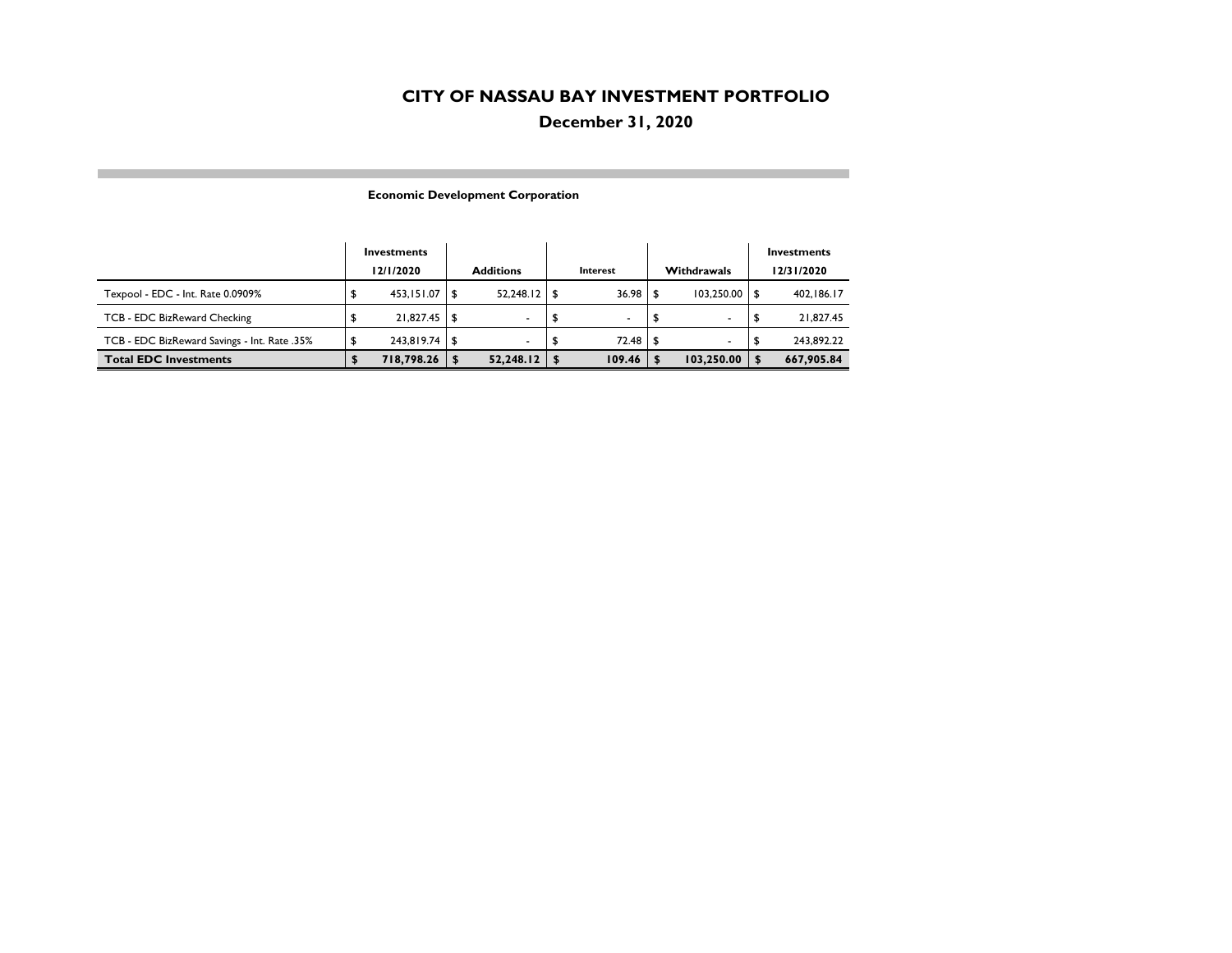# CITY OF NASSAU BAY INVESTMENT PORTFOLIO

## December 31, 2020

**Economic Development Corporation**

| | Investments 12/1/2020 | Additions | Interest | Withdrawals | Investments 12/31/2020 |
|---|---|---|---|---|---|
| Texpool - EDC - Int. Rate 0.0909% | $ 453,151.07 | $ 52,248.12 | $ 36.98 | $ 103,250.00 | $ 402,186.17 |
| TCB - EDC BizReward Checking | $ 21,827.45 | $ - | $ - | $ - | $ 21,827.45 |
| TCB - EDC BizReward Savings - Int. Rate .35% | $ 243,819.74 | $ - | $ 72.48 | $ - | $ 243,892.22 |
| **Total EDC Investments** | **$ 718,798.26** | **$ 52,248.12** | **$ 109.46** | **$ 103,250.00** | **$ 667,905.84** |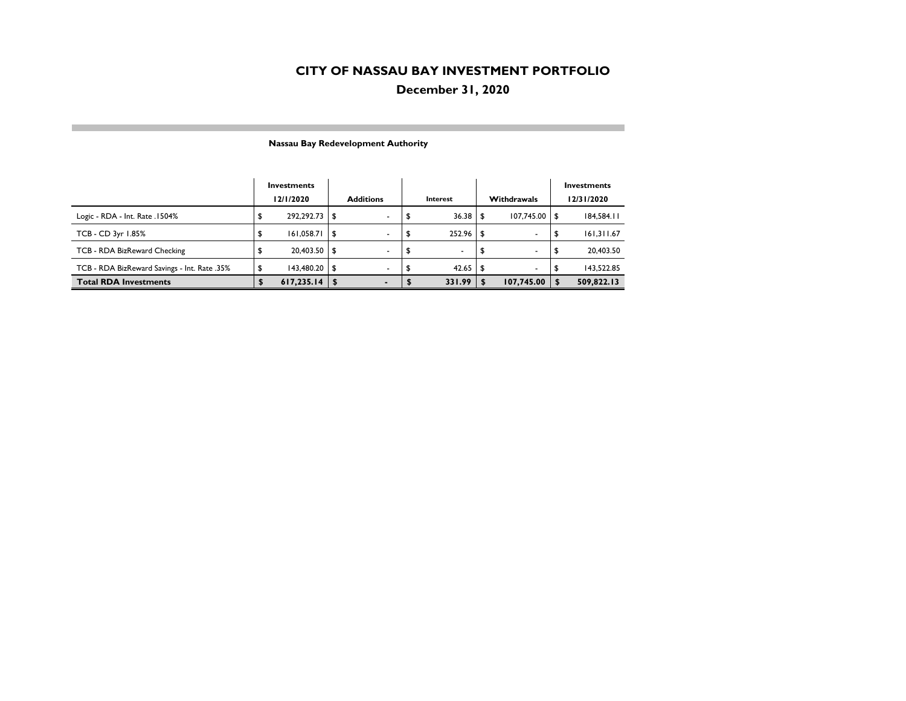# CITY OF NASSAU BAY INVESTMENT PORTFOLIO

## December 31, 2020

### Nassau Bay Redevelopment Authority

| | Investments 12/1/2020 | Additions | Interest | Withdrawals | Investments 12/31/2020 |
|---|---|---|---|---|---|
| Logic - RDA - Int. Rate .1504% | $ 292,292.73 | $ - | $ 36.38 | $ 107,745.00 | $ 184,584.11 |
| TCB - CD 3yr 1.85% | $ 161,058.71 | $ - | $ 252.96 | $ - | $ 161,311.67 |
| TCB - RDA BizReward Checking | $ 20,403.50 | $ - | $ - | $ - | $ 20,403.50 |
| TCB - RDA BizReward Savings - Int. Rate .35% | $ 143,480.20 | $ - | $ 42.65 | $ - | $ 143,522.85 |
| **Total RDA Investments** | **$ 617,235.14** | **$ -** | **$ 331.99** | **$ 107,745.00** | **$ 509,822.13** |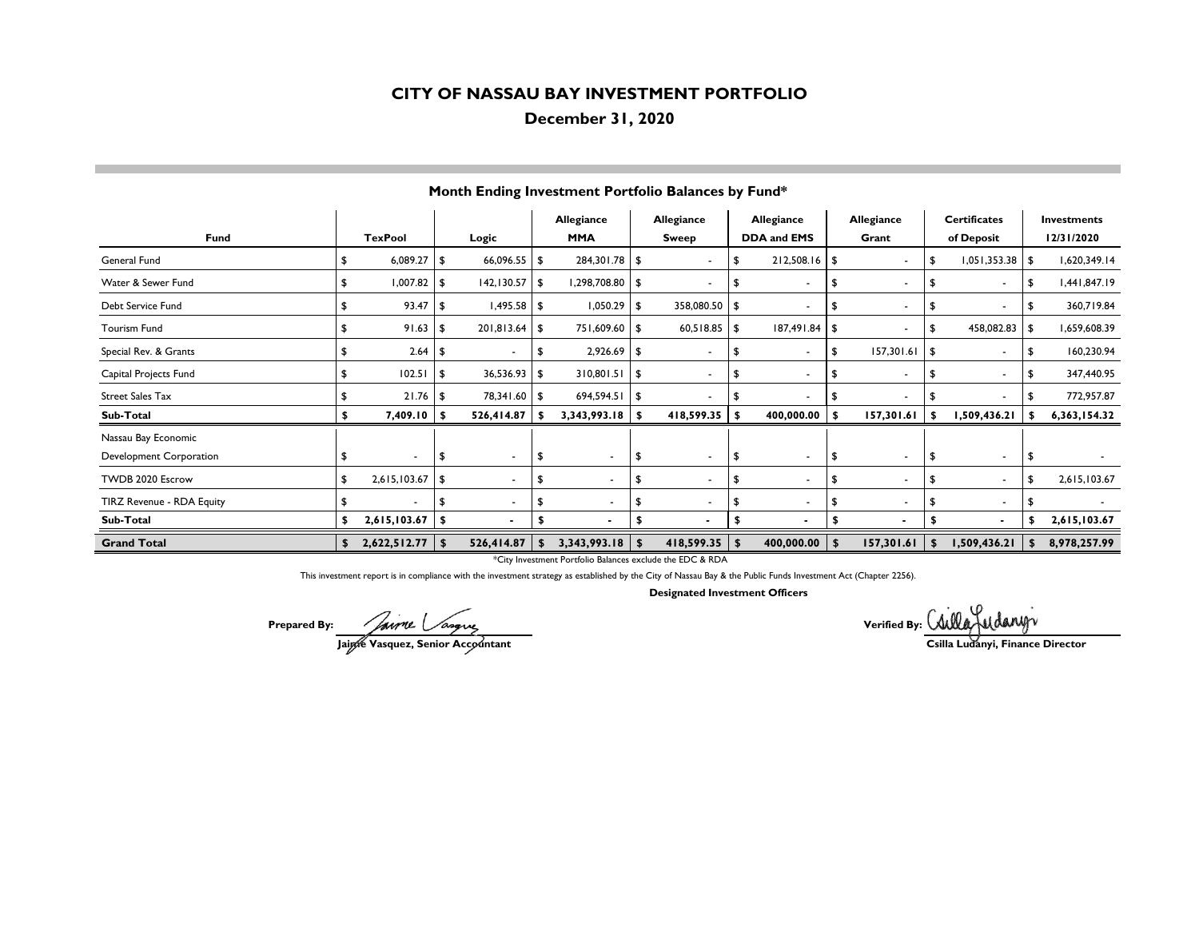# CITY OF NASSAU BAY INVESTMENT PORTFOLIO

## December 31, 2020

### Month Ending Investment Portfolio Balances by Fund*

| Fund | TexPool | Logic | Allegiance MMA | Allegiance Sweep | Allegiance DDA and EMS | Allegiance Grant | Certificates of Deposit | Investments 12/31/2020 |
|---|---|---|---|---|---|---|---|---|
| General Fund | $ 6,089.27 | $ 66,096.55 | $ 284,301.78 | $ - | $ 212,508.16 | $ - | $ 1,051,353.38 | $ 1,620,349.14 |
| Water & Sewer Fund | $ 1,007.82 | $ 142,130.57 | $ 1,298,708.80 | $ - | $ - | $ - | $ - | $ 1,441,847.19 |
| Debt Service Fund | $ 93.47 | $ 1,495.58 | $ 1,050.29 | $ 358,080.50 | $ - | $ - | $ - | $ 360,719.84 |
| Tourism Fund | $ 91.63 | $ 201,813.64 | $ 751,609.60 | $ 60,518.85 | $ 187,491.84 | $ - | $ 458,082.83 | $ 1,659,608.39 |
| Special Rev. & Grants | $ 2.64 | $ - | $ 2,926.69 | $ - | $ - | $ 157,301.61 | $ - | $ 160,230.94 |
| Capital Projects Fund | $ 102.51 | $ 36,536.93 | $ 310,801.51 | $ - | $ - | $ - | $ - | $ 347,440.95 |
| Street Sales Tax | $ 21.76 | $ 78,341.60 | $ 694,594.51 | $ - | $ - | $ - | $ - | $ 772,957.87 |
| **Sub-Total** | **$ 7,409.10** | **$ 526,414.87** | **$ 3,343,993.18** | **$ 418,599.35** | **$ 400,000.00** | **$ 157,301.61** | **$ 1,509,436.21** | **$ 6,363,154.32** |
| Nassau Bay Economic Development Corporation | $ - | $ - | $ - | $ - | $ - | $ - | $ - | $ - |
| TWDB 2020 Escrow | $ 2,615,103.67 | $ - | $ - | $ - | $ - | $ - | $ - | $ 2,615,103.67 |
| TIRZ Revenue - RDA Equity | $ - | $ - | $ - | $ - | $ - | $ - | $ - | $ - |
| **Sub-Total** | **$ 2,615,103.67** | **$ -** | **$ -** | **$ -** | **$ -** | **$ -** | **$ -** | **$ 2,615,103.67** |
| **Grand Total** | **$ 2,622,512.77** | **$ 526,414.87** | **$ 3,343,993.18** | **$ 418,599.35** | **$ 400,000.00** | **$ 157,301.61** | **$ 1,509,436.21** | **$ 8,978,257.99** |

*City Investment Portfolio Balances exclude the EDC & RDA

This investment report is in compliance with the investment strategy as established by the City of Nassau Bay & the Public Funds Investment Act (Chapter 2256).

**Designated Investment Officers**

**Prepared By:** Jaime Vasquez

**Jaime Vasquez, Senior Accountant**

**Verified By:** Csilla Ludanyi

**Csilla Ludanyi, Finance Director**